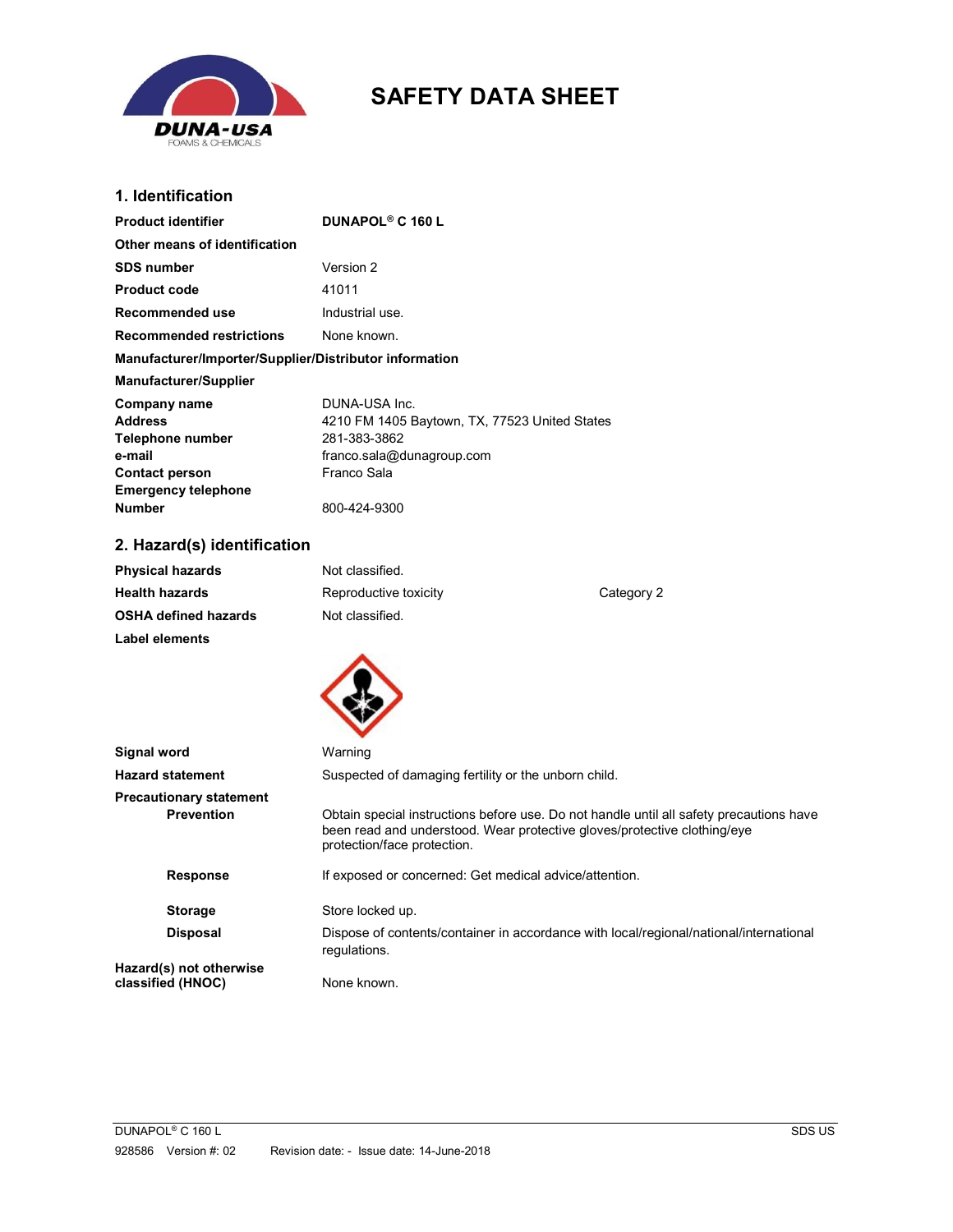# SAFETY DATA SHEET

## 1. Identification

| | |
|---|---|
| **Product identifier** | **DUNAPOL® C 160 L** |
| **Other means of identification** | |
| **SDS number** | Version 2 |
| **Product code** | 41011 |
| **Recommended use** | Industrial use. |
| **Recommended restrictions** | None known. |

**Manufacturer/Importer/Supplier/Distributor information**

**Manufacturer/Supplier**

| | |
|---|---|
| **Company name** | DUNA-USA Inc. |
| **Address** | 4210 FM 1405 Baytown, TX, 77523 United States |
| **Telephone number** | 281-383-3862 |
| **e-mail** | franco.sala@dunagroup.com |
| **Contact person** | Franco Sala |
| **Emergency telephone Number** | 800-424-9300 |

## 2. Hazard(s) identification

| | | |
|---|---|---|
| **Physical hazards** | Not classified. | |
| **Health hazards** | Reproductive toxicity | Category 2 |
| **OSHA defined hazards** | Not classified. | |

**Label elements**

| | |
|---|---|
| **Signal word** | Warning |
| **Hazard statement** | Suspected of damaging fertility or the unborn child. |

**Precautionary statement**

| | |
|---|---|
| **Prevention** | Obtain special instructions before use. Do not handle until all safety precautions have been read and understood. Wear protective gloves/protective clothing/eye protection/face protection. |
| **Response** | If exposed or concerned: Get medical advice/attention. |
| **Storage** | Store locked up. |
| **Disposal** | Dispose of contents/container in accordance with local/regional/national/international regulations. |
| **Hazard(s) not otherwise classified (HNOC)** | None known. |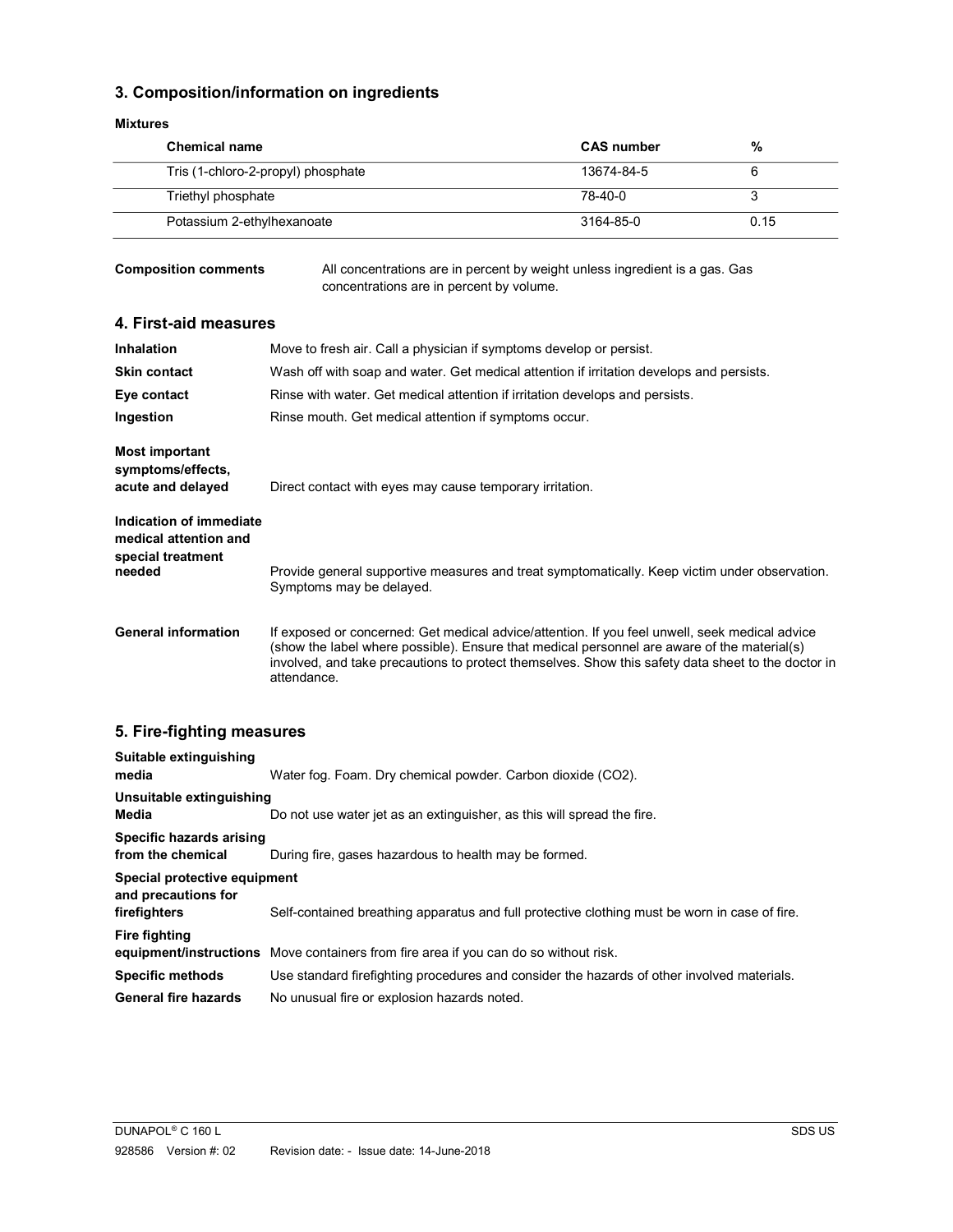## 3. Composition/information on ingredients

**Mixtures**

| Chemical name | CAS number | % |
|---|---|---|
| Tris (1-chloro-2-propyl) phosphate | 13674-84-5 | 6 |
| Triethyl phosphate | 78-40-0 | 3 |
| Potassium 2-ethylhexanoate | 3164-85-0 | 0.15 |

**Composition comments** All concentrations are in percent by weight unless ingredient is a gas. Gas concentrations are in percent by volume.

## 4. First-aid measures

**Inhalation** Move to fresh air. Call a physician if symptoms develop or persist.

**Skin contact** Wash off with soap and water. Get medical attention if irritation develops and persists.

**Eye contact** Rinse with water. Get medical attention if irritation develops and persists.

**Ingestion** Rinse mouth. Get medical attention if symptoms occur.

**Most important symptoms/effects, acute and delayed** Direct contact with eyes may cause temporary irritation.

**Indication of immediate medical attention and special treatment needed** Provide general supportive measures and treat symptomatically. Keep victim under observation. Symptoms may be delayed.

**General information** If exposed or concerned: Get medical advice/attention. If you feel unwell, seek medical advice (show the label where possible). Ensure that medical personnel are aware of the material(s) involved, and take precautions to protect themselves. Show this safety data sheet to the doctor in attendance.

## 5. Fire-fighting measures

**Suitable extinguishing media** Water fog. Foam. Dry chemical powder. Carbon dioxide ($CO_2$).

**Unsuitable extinguishing Media** Do not use water jet as an extinguisher, as this will spread the fire.

**Specific hazards arising from the chemical** During fire, gases hazardous to health may be formed.

**Special protective equipment and precautions for firefighters** Self-contained breathing apparatus and full protective clothing must be worn in case of fire.

**Fire fighting equipment/instructions** Move containers from fire area if you can do so without risk.

**Specific methods** Use standard firefighting procedures and consider the hazards of other involved materials.

**General fire hazards** No unusual fire or explosion hazards noted.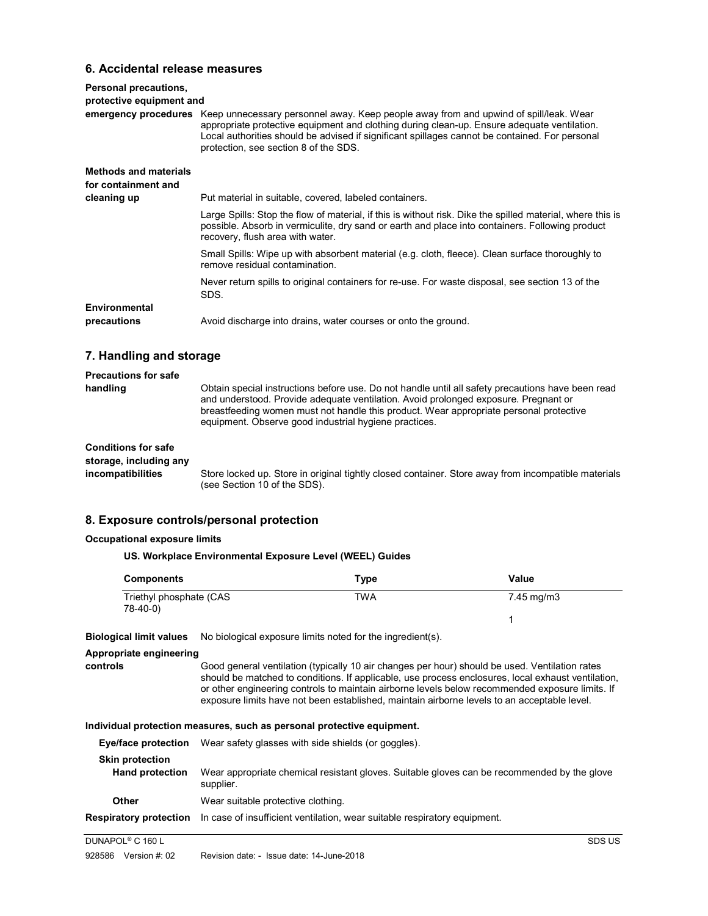## 6. Accidental release measures

**Personal precautions, protective equipment and emergency procedures**
Keep unnecessary personnel away. Keep people away from and upwind of spill/leak. Wear appropriate protective equipment and clothing during clean-up. Ensure adequate ventilation. Local authorities should be advised if significant spillages cannot be contained. For personal protection, see section 8 of the SDS.

**Methods and materials for containment and cleaning up**
Put material in suitable, covered, labeled containers.

Large Spills: Stop the flow of material, if this is without risk. Dike the spilled material, where this is possible. Absorb in vermiculite, dry sand or earth and place into containers. Following product recovery, flush area with water.

Small Spills: Wipe up with absorbent material (e.g. cloth, fleece). Clean surface thoroughly to remove residual contamination.

Never return spills to original containers for re-use. For waste disposal, see section 13 of the SDS.

**Environmental precautions**
Avoid discharge into drains, water courses or onto the ground.

## 7. Handling and storage

**Precautions for safe handling**
Obtain special instructions before use. Do not handle until all safety precautions have been read and understood. Provide adequate ventilation. Avoid prolonged exposure. Pregnant or breastfeeding women must not handle this product. Wear appropriate personal protective equipment. Observe good industrial hygiene practices.

**Conditions for safe storage, including any incompatibilities**
Store locked up. Store in original tightly closed container. Store away from incompatible materials (see Section 10 of the SDS).

## 8. Exposure controls/personal protection

**Occupational exposure limits**

**US. Workplace Environmental Exposure Level (WEEL) Guides**

| Components | Type | Value |
|---|---|---|
| Triethyl phosphate (CAS 78-40-0) | TWA | 7.45 mg/m3 |
| | | 1 |

**Biological limit values**
No biological exposure limits noted for the ingredient(s).

**Appropriate engineering controls**
Good general ventilation (typically 10 air changes per hour) should be used. Ventilation rates should be matched to conditions. If applicable, use process enclosures, local exhaust ventilation, or other engineering controls to maintain airborne levels below recommended exposure limits. If exposure limits have not been established, maintain airborne levels to an acceptable level.

**Individual protection measures, such as personal protective equipment.**

**Eye/face protection**
Wear safety glasses with side shields (or goggles).

**Skin protection**

**Hand protection**
Wear appropriate chemical resistant gloves. Suitable gloves can be recommended by the glove supplier.

**Other**
Wear suitable protective clothing.

**Respiratory protection**
In case of insufficient ventilation, wear suitable respiratory equipment.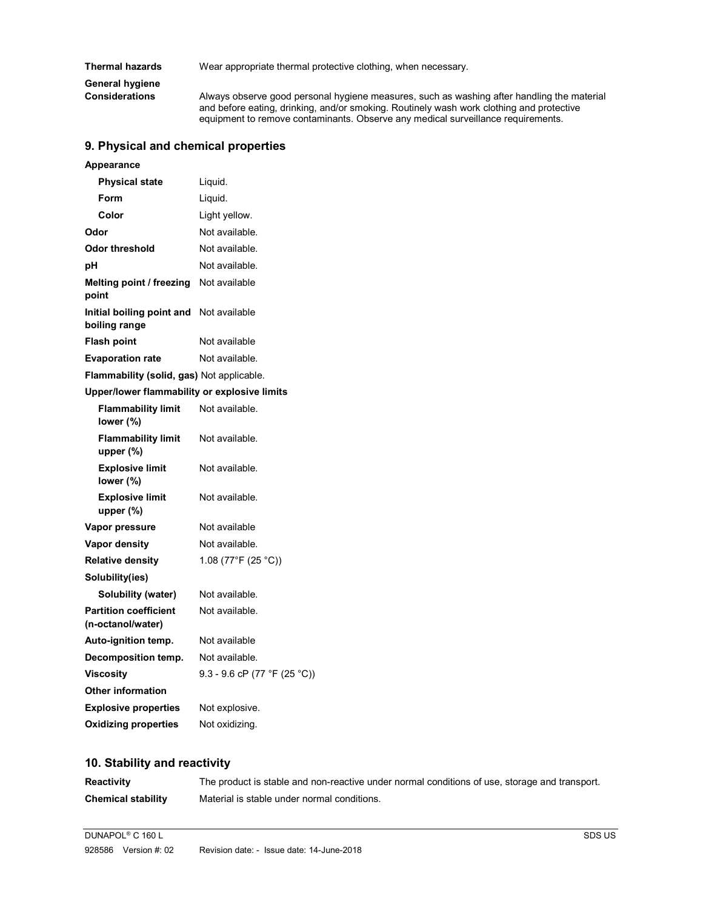**Thermal hazards** Wear appropriate thermal protective clothing, when necessary.

**General hygiene Considerations** Always observe good personal hygiene measures, such as washing after handling the material and before eating, drinking, and/or smoking. Routinely wash work clothing and protective equipment to remove contaminants. Observe any medical surveillance requirements.

## 9. Physical and chemical properties

| Property | Value |
|---|---|
| **Appearance** | |
| **Physical state** | Liquid. |
| **Form** | Liquid. |
| **Color** | Light yellow. |
| **Odor** | Not available. |
| **Odor threshold** | Not available. |
| **pH** | Not available. |
| **Melting point / freezing point** | Not available |
| **Initial boiling point and boiling range** | Not available |
| **Flash point** | Not available |
| **Evaporation rate** | Not available. |
| **Flammability (solid, gas)** | Not applicable. |
| **Upper/lower flammability or explosive limits** | |
| **Flammability limit lower (%)** | Not available. |
| **Flammability limit upper (%)** | Not available. |
| **Explosive limit lower (%)** | Not available. |
| **Explosive limit upper (%)** | Not available. |
| **Vapor pressure** | Not available |
| **Vapor density** | Not available. |
| **Relative density** | 1.08 (77°F (25 °C)) |
| **Solubility(ies)** | |
| **Solubility (water)** | Not available. |
| **Partition coefficient (n-octanol/water)** | Not available. |
| **Auto-ignition temp.** | Not available |
| **Decomposition temp.** | Not available. |
| **Viscosity** | 9.3 - 9.6 cP (77 °F (25 °C)) |
| **Other information** | |
| **Explosive properties** | Not explosive. |
| **Oxidizing properties** | Not oxidizing. |

## 10. Stability and reactivity

**Reactivity** The product is stable and non-reactive under normal conditions of use, storage and transport.

**Chemical stability** Material is stable under normal conditions.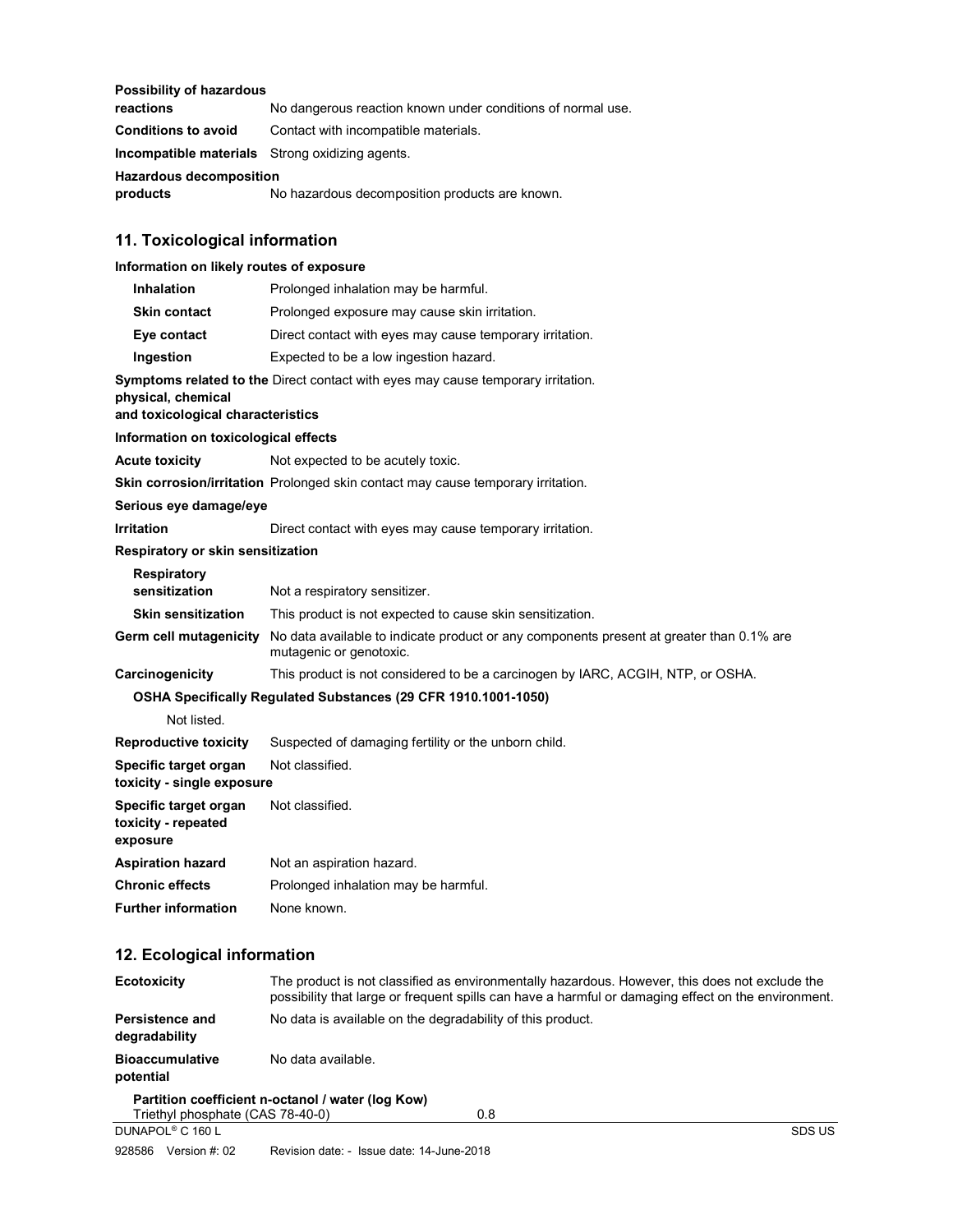**Possibility of hazardous reactions** No dangerous reaction known under conditions of normal use.

**Conditions to avoid** Contact with incompatible materials.

**Incompatible materials** Strong oxidizing agents.

**Hazardous decomposition products** No hazardous decomposition products are known.

## 11. Toxicological information

**Information on likely routes of exposure**

| | |
|---|---|
| **Inhalation** | Prolonged inhalation may be harmful. |
| **Skin contact** | Prolonged exposure may cause skin irritation. |
| **Eye contact** | Direct contact with eyes may cause temporary irritation. |
| **Ingestion** | Expected to be a low ingestion hazard. |

**Symptoms related to the physical, chemical and toxicological characteristics** Direct contact with eyes may cause temporary irritation.

**Information on toxicological effects**

**Acute toxicity** Not expected to be acutely toxic.

**Skin corrosion/irritation** Prolonged skin contact may cause temporary irritation.

**Serious eye damage/eye Irritation** Direct contact with eyes may cause temporary irritation.

**Respiratory or skin sensitization**

**Respiratory sensitization** Not a respiratory sensitizer.

**Skin sensitization** This product is not expected to cause skin sensitization.

**Germ cell mutagenicity** No data available to indicate product or any components present at greater than 0.1% are mutagenic or genotoxic.

**Carcinogenicity** This product is not considered to be a carcinogen by IARC, ACGIH, NTP, or OSHA.

**OSHA Specifically Regulated Substances (29 CFR 1910.1001-1050)**

Not listed.

**Reproductive toxicity** Suspected of damaging fertility or the unborn child.

**Specific target organ toxicity - single exposure** Not classified.

**Specific target organ toxicity - repeated exposure** Not classified.

**Aspiration hazard** Not an aspiration hazard.

**Chronic effects** Prolonged inhalation may be harmful.

**Further information** None known.

## 12. Ecological information

**Ecotoxicity** The product is not classified as environmentally hazardous. However, this does not exclude the possibility that large or frequent spills can have a harmful or damaging effect on the environment.

**Persistence and degradability** No data is available on the degradability of this product.

**Bioaccumulative potential** No data available.

**Partition coefficient n-octanol / water (log Kow)**

| | |
|---|---|
| Triethyl phosphate (CAS 78-40-0) | 0.8 |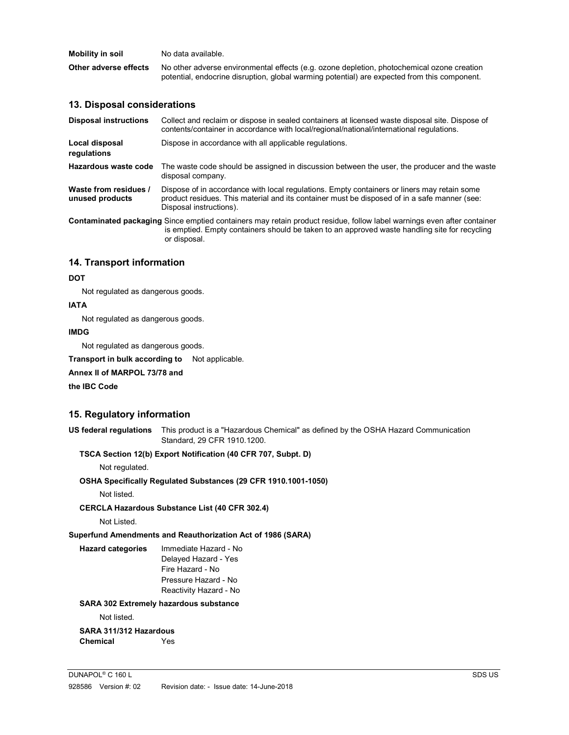**Mobility in soil** No data available.

**Other adverse effects** No other adverse environmental effects (e.g. ozone depletion, photochemical ozone creation potential, endocrine disruption, global warming potential) are expected from this component.

## 13. Disposal considerations

**Disposal instructions** Collect and reclaim or dispose in sealed containers at licensed waste disposal site. Dispose of contents/container in accordance with local/regional/national/international regulations.

**Local disposal regulations** Dispose in accordance with all applicable regulations.

**Hazardous waste code** The waste code should be assigned in discussion between the user, the producer and the waste disposal company.

**Waste from residues / unused products** Dispose of in accordance with local regulations. Empty containers or liners may retain some product residues. This material and its container must be disposed of in a safe manner (see: Disposal instructions).

**Contaminated packaging** Since emptied containers may retain product residue, follow label warnings even after container is emptied. Empty containers should be taken to an approved waste handling site for recycling or disposal.

## 14. Transport information

**DOT**

Not regulated as dangerous goods.

**IATA**

Not regulated as dangerous goods.

**IMDG**

Not regulated as dangerous goods.

**Transport in bulk according to Annex II of MARPOL 73/78 and the IBC Code** Not applicable.

## 15. Regulatory information

**US federal regulations** This product is a "Hazardous Chemical" as defined by the OSHA Hazard Communication Standard, 29 CFR 1910.1200.

**TSCA Section 12(b) Export Notification (40 CFR 707, Subpt. D)**

Not regulated.

**OSHA Specifically Regulated Substances (29 CFR 1910.1001-1050)**

Not listed.

**CERCLA Hazardous Substance List (40 CFR 302.4)**

Not Listed.

**Superfund Amendments and Reauthorization Act of 1986 (SARA)**

**Hazard categories**
Immediate Hazard - No
Delayed Hazard - Yes
Fire Hazard - No
Pressure Hazard - No
Reactivity Hazard - No

**SARA 302 Extremely hazardous substance**

Not listed.

**SARA 311/312 Hazardous Chemical** Yes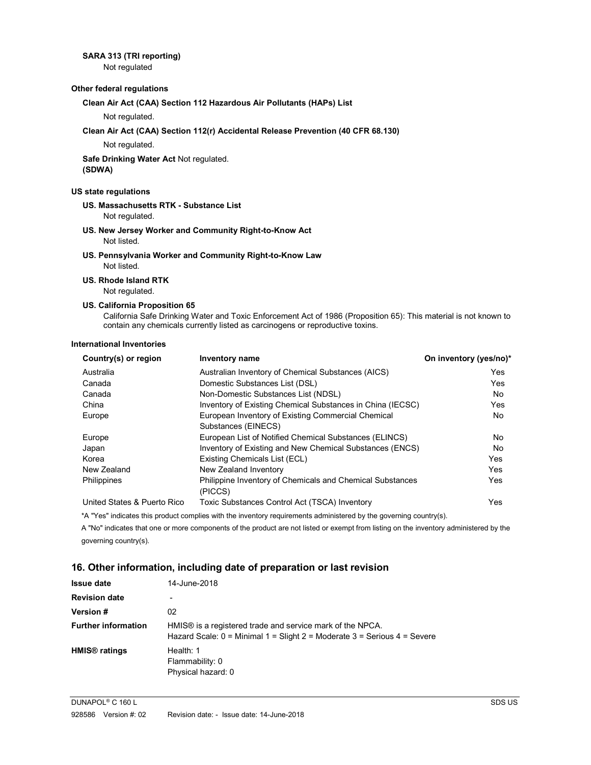**SARA 313 (TRI reporting)**

Not regulated

**Other federal regulations**

**Clean Air Act (CAA) Section 112 Hazardous Air Pollutants (HAPs) List**

Not regulated.

**Clean Air Act (CAA) Section 112(r) Accidental Release Prevention (40 CFR 68.130)**

Not regulated.

**Safe Drinking Water Act (SDWA)** Not regulated.

**US state regulations**

**US. Massachusetts RTK - Substance List**

Not regulated.

**US. New Jersey Worker and Community Right-to-Know Act**

Not listed.

**US. Pennsylvania Worker and Community Right-to-Know Law**

Not listed.

**US. Rhode Island RTK**

Not regulated.

**US. California Proposition 65**

California Safe Drinking Water and Toxic Enforcement Act of 1986 (Proposition 65): This material is not known to contain any chemicals currently listed as carcinogens or reproductive toxins.

**International Inventories**

| Country(s) or region | Inventory name | On inventory (yes/no)* |
|---|---|---|
| Australia | Australian Inventory of Chemical Substances (AICS) | Yes |
| Canada | Domestic Substances List (DSL) | Yes |
| Canada | Non-Domestic Substances List (NDSL) | No |
| China | Inventory of Existing Chemical Substances in China (IECSC) | Yes |
| Europe | European Inventory of Existing Commercial Chemical Substances (EINECS) | No |
| Europe | European List of Notified Chemical Substances (ELINCS) | No |
| Japan | Inventory of Existing and New Chemical Substances (ENCS) | No |
| Korea | Existing Chemicals List (ECL) | Yes |
| New Zealand | New Zealand Inventory | Yes |
| Philippines | Philippine Inventory of Chemicals and Chemical Substances (PICCS) | Yes |
| United States & Puerto Rico | Toxic Substances Control Act (TSCA) Inventory | Yes |

*A "Yes" indicates this product complies with the inventory requirements administered by the governing country(s).

A "No" indicates that one or more components of the product are not listed or exempt from listing on the inventory administered by the governing country(s).

## 16. Other information, including date of preparation or last revision

| | |
|---|---|
| **Issue date** | 14-June-2018 |
| **Revision date** | - |
| **Version #** | 02 |
| **Further information** | HMIS® is a registered trade and service mark of the NPCA.<br>Hazard Scale: 0 = Minimal 1 = Slight 2 = Moderate 3 = Serious 4 = Severe |
| **HMIS® ratings** | Health: 1<br>Flammability: 0<br>Physical hazard: 0 |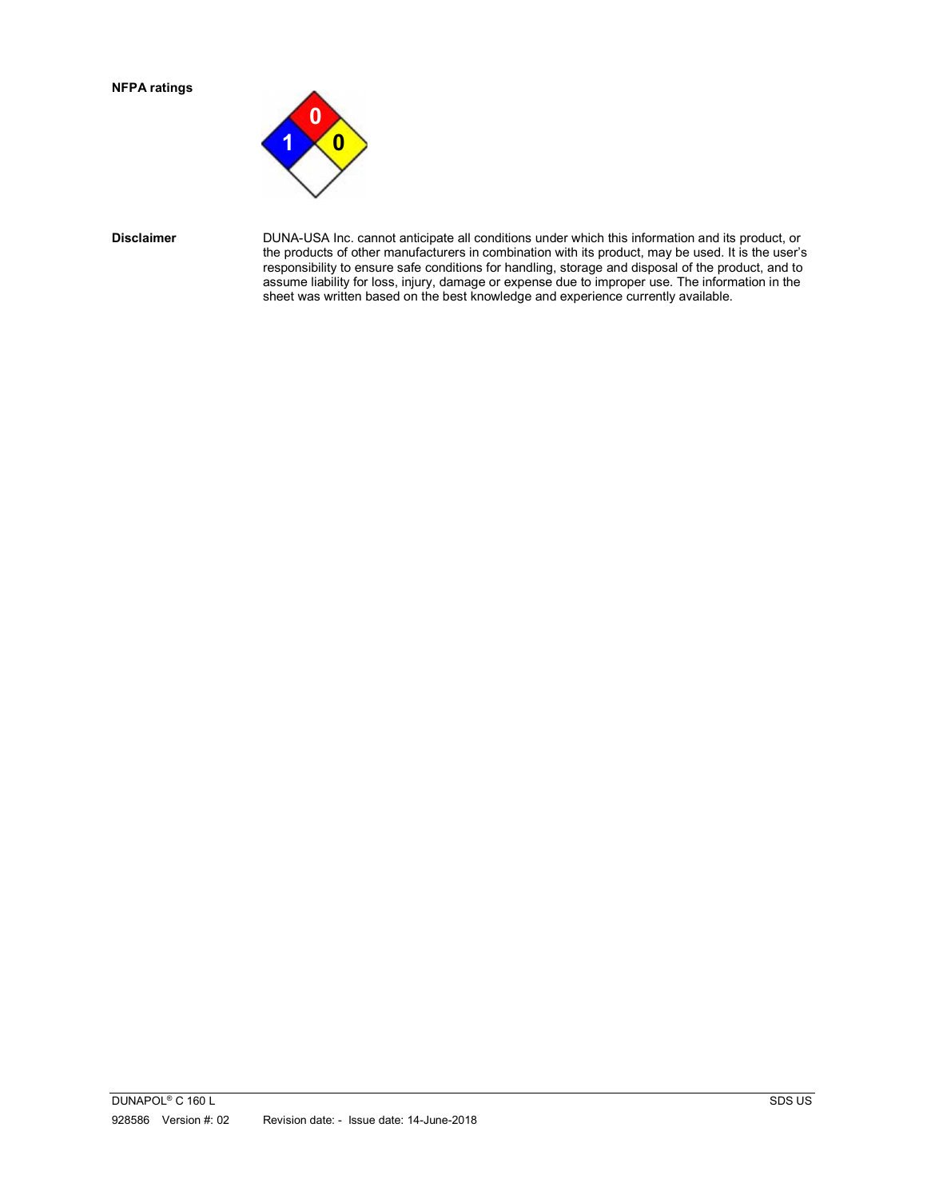**NFPA ratings**

0
1 0

**Disclaimer**

DUNA-USA Inc. cannot anticipate all conditions under which this information and its product, or the products of other manufacturers in combination with its product, may be used. It is the user's responsibility to ensure safe conditions for handling, storage and disposal of the product, and to assume liability for loss, injury, damage or expense due to improper use. The information in the sheet was written based on the best knowledge and experience currently available.